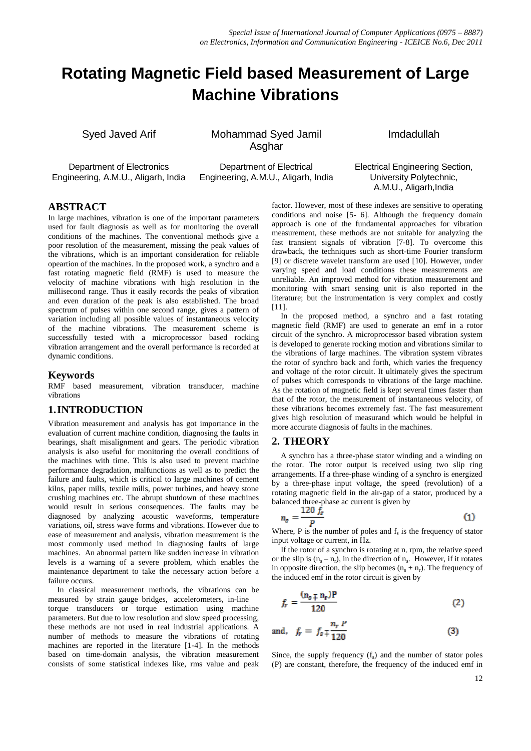# Rotating Magnetic Field based Measurement of Large Machine Vibrations

Syed Javed Arif
Department of Electronics Engineering, A.M.U., Aligarh, India

Mohammad Syed Jamil Asghar
Department of Electrical Engineering, A.M.U., Aligarh, India

Imdadullah
Electrical Engineering Section, University Polytechnic, A.M.U., Aligarh, India

## ABSTRACT

In large machines, vibration is one of the important parameters used for fault diagnosis as well as for monitoring the overall conditions of the machines. The conventional methods give a poor resolution of the measurement, missing the peak values of the vibrations, which is an important consideration for reliable opeartion of the machines. In the proposed work, a synchro and a fast rotating magnetic field (RMF) is used to measure the velocity of machine vibrations with high resolution in the millisecond range. Thus it easily records the peaks of vibration and even duration of the peak is also established. The broad spectrum of pulses within one second range, gives a pattern of variation including all possible values of instantaneous velocity of the machine vibrations. The measurement scheme is successfully tested with a microprocessor based rocking vibration arrangement and the overall performance is recorded at dynamic conditions.

## Keywords

RMF based measurement, vibration transducer, machine vibrations

## 1. INTRODUCTION

Vibration measurement and analysis has got importance in the evaluation of current machine condition, diagnosing the faults in bearings, shaft misalignment and gears. The periodic vibration analysis is also useful for monitoring the overall conditions of the machines with time. This is also used to prevent machine performance degradation, malfunctions as well as to predict the failure and faults, which is critical to large machines of cement kilns, paper mills, textile mills, power turbines, and heavy stone crushing machines etc. The abrupt shutdown of these machines would result in serious consequences. The faults may be diagnosed by analyzing acoustic waveforms, temperature variations, oil, stress wave forms and vibrations. However due to ease of measurement and analysis, vibration measurement is the most commonly used method in diagnosing faults of large machines. An abnormal pattern like sudden increase in vibration levels is a warning of a severe problem, which enables the maintenance department to take the necessary action before a failure occurs.

In classical measurement methods, the vibrations can be measured by strain gauge bridges, accelerometers, in-line torque transducers or torque estimation using machine parameters. But due to low resolution and slow speed processing, these methods are not used in real industrial applications. A number of methods to measure the vibrations of rotating machines are reported in the literature [1-4]. In the methods based on time-domain analysis, the vibration measurement consists of some statistical indexes like, rms value and peak factor. However, most of these indexes are sensitive to operating conditions and noise [5- 6]. Although the frequency domain approach is one of the fundamental approaches for vibration measurement, these methods are not suitable for analyzing the fast transient signals of vibration [7-8]. To overcome this drawback, the techniques such as short-time Fourier transform [9] or discrete wavelet transform are used [10]. However, under varying speed and load conditions these measurements are unreliable. An improved method for vibration measurement and monitoring with smart sensing unit is also reported in the literature; but the instrumentation is very complex and costly [11].

In the proposed method, a synchro and a fast rotating magnetic field (RMF) are used to generate an emf in a rotor circuit of the synchro. A microprocessor based vibration system is developed to generate rocking motion and vibrations similar to the vibrations of large machines. The vibration system vibrates the rotor of synchro back and forth, which varies the frequency and voltage of the rotor circuit. It ultimately gives the spectrum of pulses which corresponds to vibrations of the large machine. As the rotation of magnetic field is kept several times faster than that of the rotor, the measurement of instantaneous velocity, of these vibrations becomes extremely fast. The fast measurement gives high resolution of measurand which would be helpful in more accurate diagnosis of faults in the machines.

## 2. THEORY

A synchro has a three-phase stator winding and a winding on the rotor. The rotor output is received using two slip ring arrangements. If a three-phase winding of a synchro is energized by a three-phase input voltage, the speed (revolution) of a rotating magnetic field in the air-gap of a stator, produced by a balanced three-phase ac current is given by

$$n_s = \frac{120\, f_s}{P} \tag{1}$$

Where, P is the number of poles and $f_s$ is the frequency of stator input voltage or current, in Hz.

If the rotor of a synchro is rotating at $n_r$ rpm, the relative speed or the slip is $(n_s - n_r)$, in the direction of $n_s$. However, if it rotates in opposite direction, the slip becomes $(n_s + n_r)$. The frequency of the induced emf in the rotor circuit is given by

$$f_r = \frac{(n_s \mp n_r)P}{120} \tag{2}$$

$$\text{and,} \quad f_r = f_s \mp \frac{n_r\, P}{120} \tag{3}$$

Since, the supply frequency ($f_s$) and the number of stator poles (P) are constant, therefore, the frequency of the induced emf in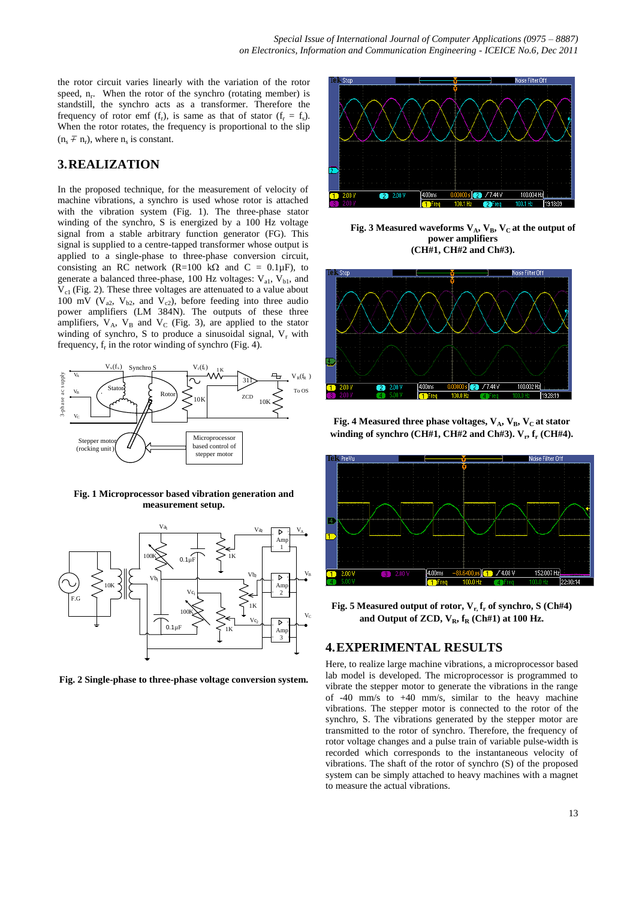the rotor circuit varies linearly with the variation of the rotor speed, $n_r$. When the rotor of the synchro (rotating member) is standstill, the synchro acts as a transformer. Therefore the frequency of rotor emf ($f_r$), is same as that of stator ($f_r = f_s$). When the rotor rotates, the frequency is proportional to the slip ($n_s \mp n_r$), where $n_s$ is constant.

## 3. REALIZATION

In the proposed technique, for the measurement of velocity of machine vibrations, a synchro is used whose rotor is attached with the vibration system (Fig. 1). The three-phase stator winding of the synchro, S is energized by a 100 Hz voltage signal from a stable arbitrary function generator (FG). This signal is supplied to a centre-tapped transformer whose output is applied to a single-phase to three-phase conversion circuit, consisting an RC network (R=100 kΩ and C = 0.1μF), to generate a balanced three-phase, 100 Hz voltages: $V_{a1}$, $V_{b1}$, and $V_{c1}$ (Fig. 2). These three voltages are attenuated to a value about 100 mV ($V_{a2}$, $V_{b2}$, and $V_{c2}$), before feeding into three audio power amplifiers (LM 384N). The outputs of these three amplifiers, $V_A$, $V_B$ and $V_C$ (Fig. 3), are applied to the stator winding of synchro, S to produce a sinusoidal signal, $V_r$ with frequency, $f_r$ in the rotor winding of synchro (Fig. 4).

**Fig. 1 Microprocessor based vibration generation and measurement setup.**

**Fig. 2 Single-phase to three-phase voltage conversion system.**

**Fig. 3 Measured waveforms $V_A$, $V_B$, $V_C$ at the output of power amplifiers (CH#1, CH#2 and Ch#3).**

**Fig. 4 Measured three phase voltages, $V_A$, $V_B$, $V_C$ at stator winding of synchro (CH#1, CH#2 and Ch#3). $V_r$, $f_r$ (CH#4).**

**Fig. 5 Measured output of rotor, $V_r$, $f_r$ of synchro, S (Ch#4) and Output of ZCD, $V_R$, $f_R$ (Ch#1) at 100 Hz.**

## 4. EXPERIMENTAL RESULTS

Here, to realize large machine vibrations, a microprocessor based lab model is developed. The microprocessor is programmed to vibrate the stepper motor to generate the vibrations in the range of -40 mm/s to +40 mm/s, similar to the heavy machine vibrations. The stepper motor is connected to the rotor of the synchro, S. The vibrations generated by the stepper motor are transmitted to the rotor of synchro. Therefore, the frequency of rotor voltage changes and a pulse train of variable pulse-width is recorded which corresponds to the instantaneous velocity of vibrations. The shaft of the rotor of synchro (S) of the proposed system can be simply attached to heavy machines with a magnet to measure the actual vibrations.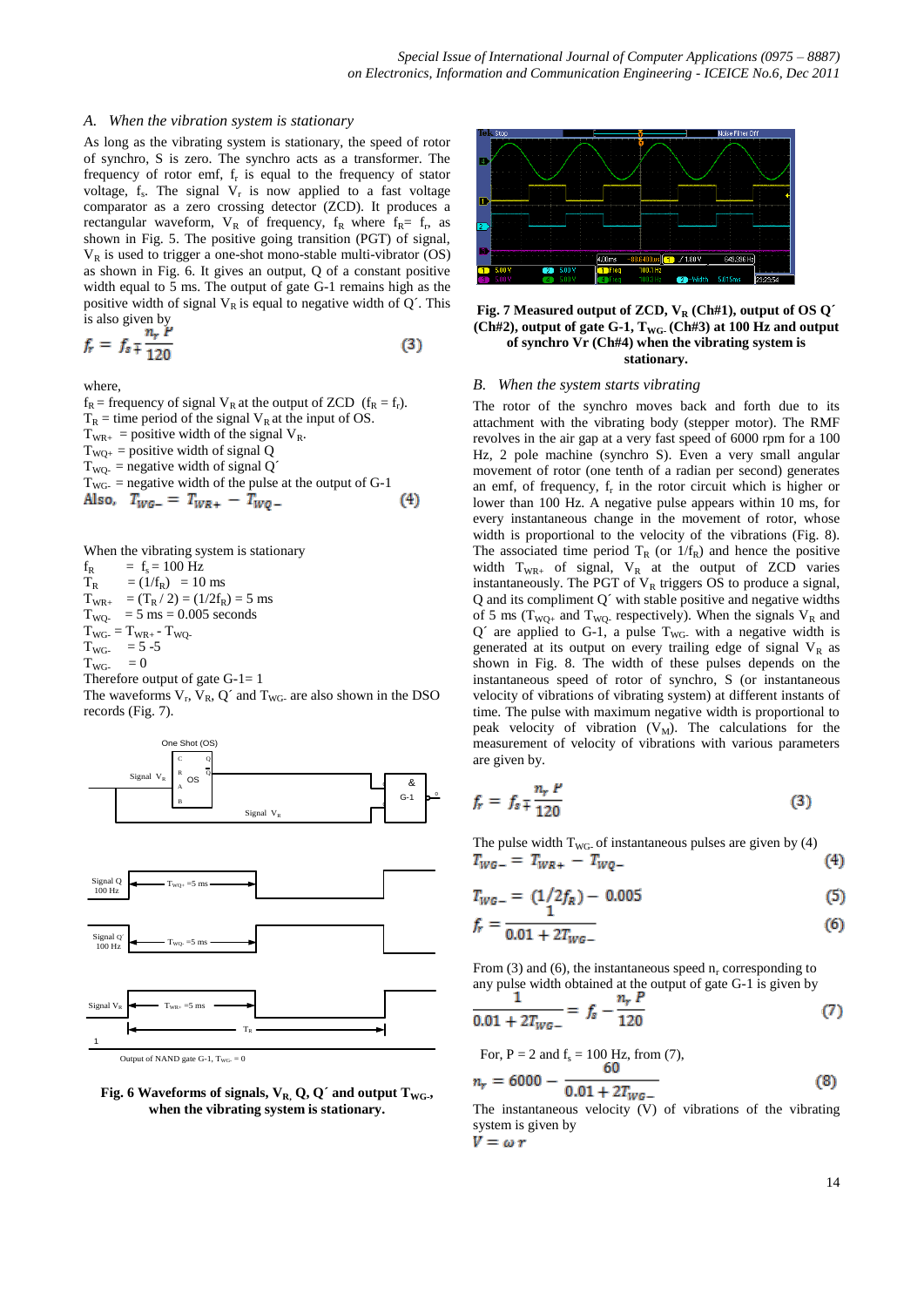### A. When the vibration system is stationary

As long as the vibrating system is stationary, the speed of rotor of synchro, S is zero. The synchro acts as a transformer. The frequency of rotor emf, $f_r$ is equal to the frequency of stator voltage, $f_s$. The signal $V_r$ is now applied to a fast voltage comparator as a zero crossing detector (ZCD). It produces a rectangular waveform, $V_R$ of frequency, $f_R$ where $f_R = f_r$, as shown in Fig. 5. The positive going transition (PGT) of signal, $V_R$ is used to trigger a one-shot mono-stable multi-vibrator (OS) as shown in Fig. 6. It gives an output, Q of a constant positive width equal to 5 ms. The output of gate G-1 remains high as the positive width of signal $V_R$ is equal to negative width of Q´. This is also given by

$$f_r = f_s \mp \frac{n_r P}{120} \qquad (3)$$

where,

$f_R$ = frequency of signal $V_R$ at the output of ZCD ($f_R = f_r$).
$T_R$ = time period of the signal $V_R$ at the input of OS.
$T_{WR+}$ = positive width of the signal $V_R$.
$T_{WQ+}$ = positive width of signal Q
$T_{WQ-}$ = negative width of signal Q´
$T_{WG-}$ = negative width of the pulse at the output of G-1

Also, $$T_{WG-} = T_{WR+} - T_{WQ-} \qquad (4)$$

When the vibrating system is stationary

$f_R = f_s = 100$ Hz
$T_R = (1/f_R) = 10$ ms
$T_{WR+} = (T_R / 2) = (1/2f_R) = 5$ ms
$T_{WQ-} = 5$ ms = 0.005 seconds
$T_{WG-} = T_{WR+} - T_{WQ-}$
$T_{WG-} = 5 - 5$
$T_{WG-} = 0$

Therefore output of gate G-1= 1

The waveforms $V_r$, $V_R$, Q´ and $T_{WG-}$ are also shown in the DSO records (Fig. 7).

**Fig. 6 Waveforms of signals, $V_R$, Q, Q´ and output $T_{WG-}$, when the vibrating system is stationary.**

**Fig. 7 Measured output of ZCD, $V_R$ (Ch#1), output of OS Q´ (Ch#2), output of gate G-1, $T_{WG-}$ (Ch#3) at 100 Hz and output of synchro Vr (Ch#4) when the vibrating system is stationary.**

### B. When the system starts vibrating

The rotor of the synchro moves back and forth due to its attachment with the vibrating body (stepper motor). The RMF revolves in the air gap at a very fast speed of 6000 rpm for a 100 Hz, 2 pole machine (synchro S). Even a very small angular movement of rotor (one tenth of a radian per second) generates an emf, of frequency, $f_r$ in the rotor circuit which is higher or lower than 100 Hz. A negative pulse appears within 10 ms, for every instantaneous change in the movement of rotor, whose width is proportional to the velocity of the vibrations (Fig. 8). The associated time period $T_R$ (or $1/f_R$) and hence the positive width $T_{WR+}$ of signal, $V_R$ at the output of ZCD varies instantaneously. The PGT of $V_R$ triggers OS to produce a signal, Q and its compliment Q´ with stable positive and negative widths of 5 ms ($T_{WQ+}$ and $T_{WQ-}$ respectively). When the signals $V_R$ and Q´ are applied to G-1, a pulse $T_{WG-}$ with a negative width is generated at its output on every trailing edge of signal $V_R$ as shown in Fig. 8. The width of these pulses depends on the instantaneous speed of rotor of synchro, S (or instantaneous velocity of vibrations of vibrating system) at different instants of time. The pulse with maximum negative width is proportional to peak velocity of vibration ($V_M$). The calculations for the measurement of velocity of vibrations with various parameters are given by.

$$f_r = f_s \mp \frac{n_r P}{120} \qquad (3)$$

The pulse width $T_{WG-}$ of instantaneous pulses are given by (4)

$$T_{WG-} = T_{WR+} - T_{WQ-} \qquad (4)$$

$$T_{WG-} = (1/2f_R) - 0.005 \qquad (5)$$

$$f_r = \frac{1}{0.01 + 2T_{WG-}} \qquad (6)$$

From (3) and (6), the instantaneous speed $n_r$ corresponding to any pulse width obtained at the output of gate G-1 is given by

$$\frac{1}{0.01 + 2T_{WG-}} = f_s - \frac{n_r P}{120} \qquad (7)$$

For, P = 2 and $f_s$ = 100 Hz, from (7),

$$n_r = 6000 - \frac{60}{0.01 + 2T_{WG-}} \qquad (8)$$

The instantaneous velocity (V) of vibrations of the vibrating system is given by

$$V = \omega r$$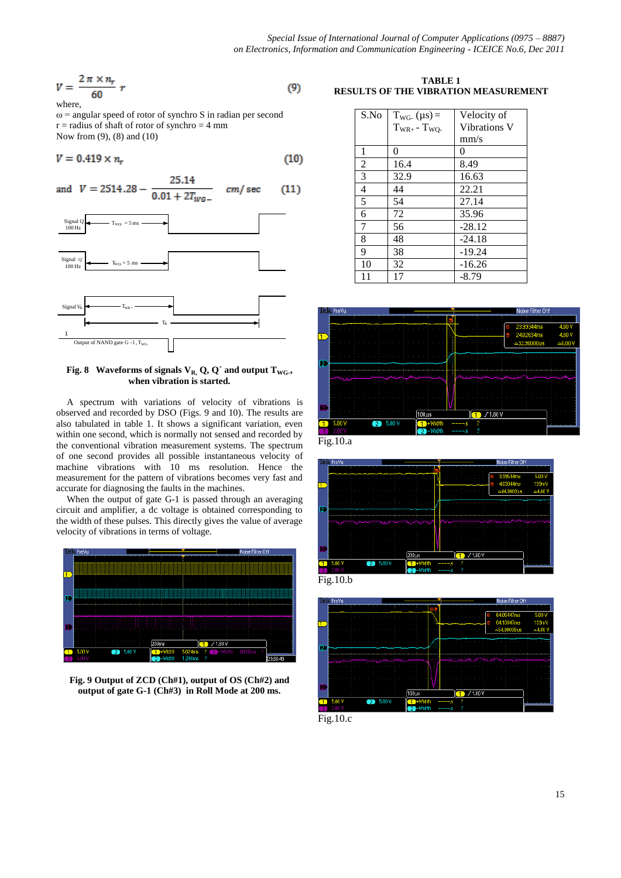$$V = \frac{2\pi \times n_r}{60} r \qquad (9)$$

where,

ω = angular speed of rotor of synchro S in radian per second

r = radius of shaft of rotor of synchro = 4 mm

Now from (9), (8) and (10)

$$V = 0.419 \times n_r \qquad (10)$$

$$\text{and} \quad V = 2514.28 - \frac{25.14}{0.01 + 2T_{WG-}} \quad cm/sec \qquad (11)$$

**Fig. 8 Waveforms of signals $V_R$, Q, Q´ and output $T_{WG-}$, when vibration is started.**

A spectrum with variations of velocity of vibrations is observed and recorded by DSO (Figs. 9 and 10). The results are also tabulated in table 1. It shows a significant variation, even within one second, which is normally not sensed and recorded by the conventional vibration measurement systems. The spectrum of one second provides all possible instantaneous velocity of machine vibrations with 10 ms resolution. Hence the measurement for the pattern of vibrations becomes very fast and accurate for diagnosing the faults in the machines.

When the output of gate G-1 is passed through an averaging circuit and amplifier, a dc voltage is obtained corresponding to the width of these pulses. This directly gives the value of average velocity of vibrations in terms of voltage.

**Fig. 9 Output of ZCD (Ch#1), output of OS (Ch#2) and output of gate G-1 (Ch#3) in Roll Mode at 200 ms.**

**TABLE 1**
**RESULTS OF THE VIBRATION MEASUREMENT**

| S.No | $T_{WG-}$ (μs) = $T_{WR+} - T_{WQ-}$ | Velocity of Vibrations V mm/s |
|---|---|---|
| 1 | 0 | 0 |
| 2 | 16.4 | 8.49 |
| 3 | 32.9 | 16.63 |
| 4 | 44 | 22.21 |
| 5 | 54 | 27.14 |
| 6 | 72 | 35.96 |
| 7 | 56 | -28.12 |
| 8 | 48 | -24.18 |
| 9 | 38 | -19.24 |
| 10 | 32 | -16.26 |
| 11 | 17 | -8.79 |

Fig.10.a

Fig.10.b

Fig.10.c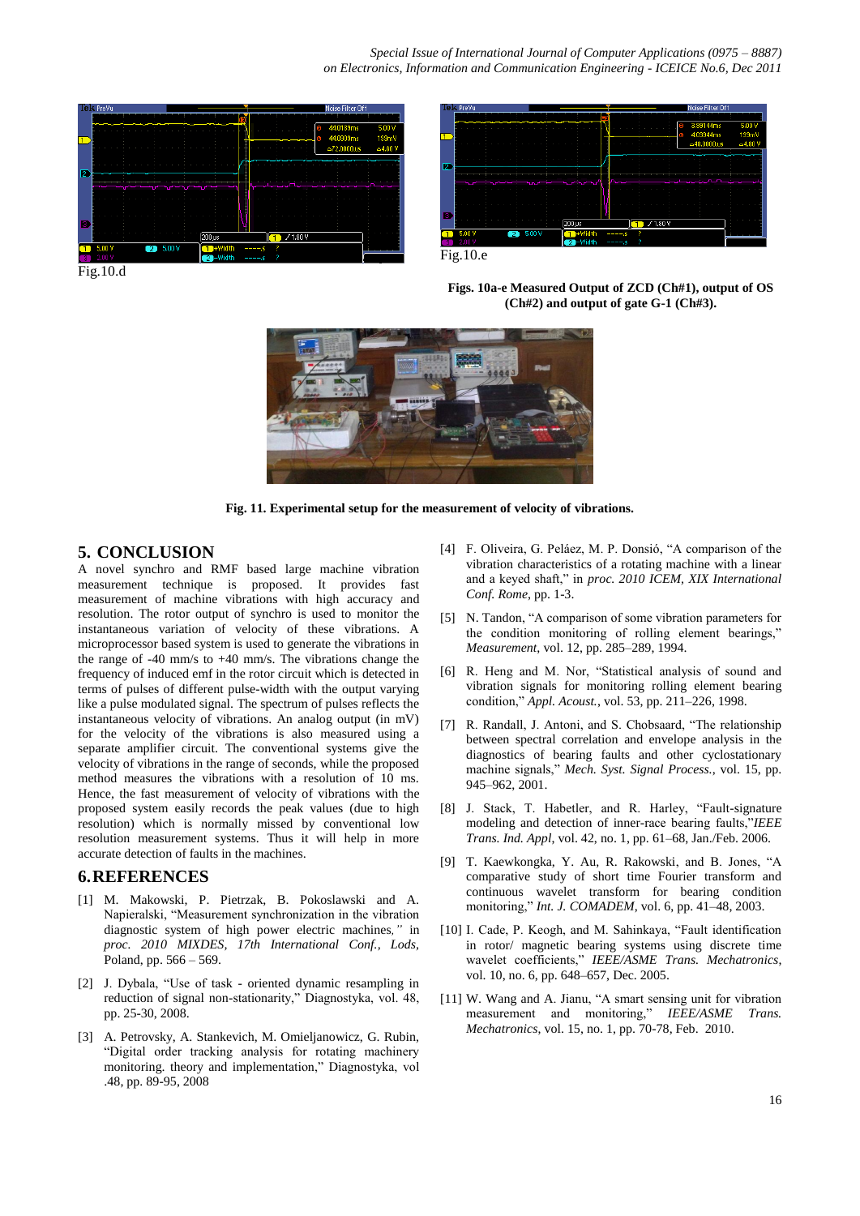Fig.10.d

Fig.10.e

**Figs. 10a-e Measured Output of ZCD (Ch#1), output of OS (Ch#2) and output of gate G-1 (Ch#3).**

**Fig. 11. Experimental setup for the measurement of velocity of vibrations.**

## 5. CONCLUSION

A novel synchro and RMF based large machine vibration measurement technique is proposed. It provides fast measurement of machine vibrations with high accuracy and resolution. The rotor output of synchro is used to monitor the instantaneous variation of velocity of these vibrations. A microprocessor based system is used to generate the vibrations in the range of -40 mm/s to +40 mm/s. The vibrations change the frequency of induced emf in the rotor circuit which is detected in terms of pulses of different pulse-width with the output varying like a pulse modulated signal. The spectrum of pulses reflects the instantaneous velocity of vibrations. An analog output (in mV) for the velocity of the vibrations is also measured using a separate amplifier circuit. The conventional systems give the velocity of vibrations in the range of seconds, while the proposed method measures the vibrations with a resolution of 10 ms. Hence, the fast measurement of velocity of vibrations with the proposed system easily records the peak values (due to high resolution) which is normally missed by conventional low resolution measurement systems. Thus it will help in more accurate detection of faults in the machines.

## 6. REFERENCES

[1] M. Makowski, P. Pietrzak, B. Pokoslawski and A. Napieralski, "Measurement synchronization in the vibration diagnostic system of high power electric machines," in *proc. 2010 MIXDES, 17th International Conf., Lods*, Poland, pp. 566 – 569.

[2] J. Dybala, "Use of task - oriented dynamic resampling in reduction of signal non-stationarity," Diagnostyka, vol. 48, pp. 25-30, 2008.

[3] A. Petrovsky, A. Stankevich, M. Omieljanowicz, G. Rubin, "Digital order tracking analysis for rotating machinery monitoring. theory and implementation," Diagnostyka, vol .48, pp. 89-95, 2008

[4] F. Oliveira, G. Peláez, M. P. Donsió, "A comparison of the vibration characteristics of a rotating machine with a linear and a keyed shaft," in *proc. 2010 ICEM, XIX International Conf. Rome*, pp. 1-3.

[5] N. Tandon, "A comparison of some vibration parameters for the condition monitoring of rolling element bearings," *Measurement*, vol. 12, pp. 285–289, 1994.

[6] R. Heng and M. Nor, "Statistical analysis of sound and vibration signals for monitoring rolling element bearing condition," *Appl. Acoust.*, vol. 53, pp. 211–226, 1998.

[7] R. Randall, J. Antoni, and S. Chobsaard, "The relationship between spectral correlation and envelope analysis in the diagnostics of bearing faults and other cyclostationary machine signals," *Mech. Syst. Signal Process.*, vol. 15, pp. 945–962, 2001.

[8] J. Stack, T. Habetler, and R. Harley, "Fault-signature modeling and detection of inner-race bearing faults,"*IEEE Trans. Ind. Appl*, vol. 42, no. 1, pp. 61–68, Jan./Feb. 2006.

[9] T. Kaewkongka, Y. Au, R. Rakowski, and B. Jones, "A comparative study of short time Fourier transform and continuous wavelet transform for bearing condition monitoring," *Int. J. COMADEM*, vol. 6, pp. 41–48, 2003.

[10] I. Cade, P. Keogh, and M. Sahinkaya, "Fault identification in rotor/ magnetic bearing systems using discrete time wavelet coefficients," *IEEE/ASME Trans. Mechatronics*, vol. 10, no. 6, pp. 648–657, Dec. 2005.

[11] W. Wang and A. Jianu, "A smart sensing unit for vibration measurement and monitoring," *IEEE/ASME Trans. Mechatronics*, vol. 15, no. 1, pp. 70-78, Feb. 2010.